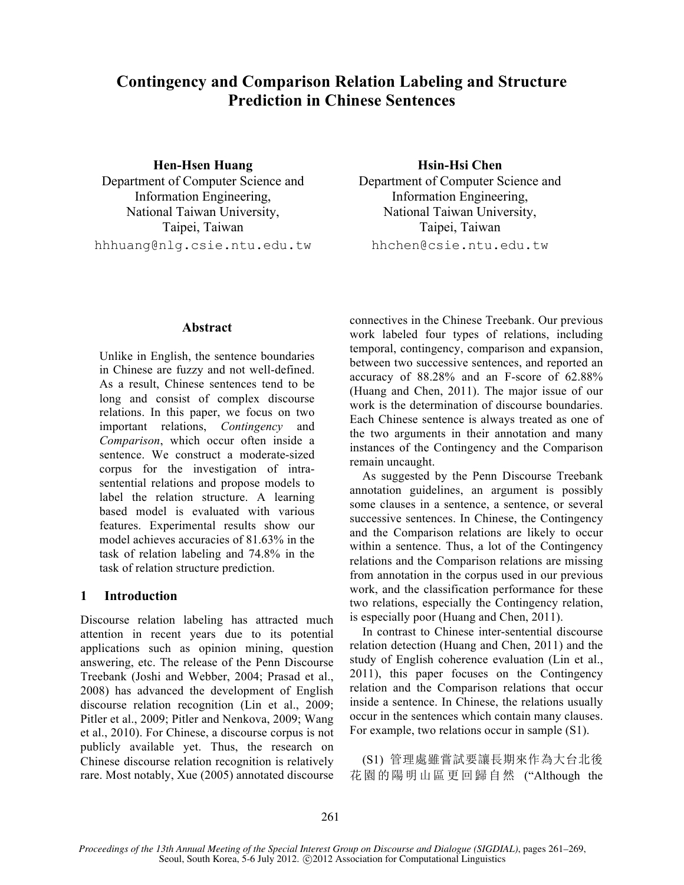# Contingency and Comparison Relation Labeling and Structure Prediction in Chinese Sentences

**Hen-Hsen Huang**
Department of Computer Science and Information Engineering,
National Taiwan University,
Taipei, Taiwan
hhhuang@nlg.csie.ntu.edu.tw

**Hsin-Hsi Chen**
Department of Computer Science and Information Engineering,
National Taiwan University,
Taipei, Taiwan
hhchen@csie.ntu.edu.tw

## Abstract

Unlike in English, the sentence boundaries in Chinese are fuzzy and not well-defined. As a result, Chinese sentences tend to be long and consist of complex discourse relations. In this paper, we focus on two important relations, *Contingency* and *Comparison*, which occur often inside a sentence. We construct a moderate-sized corpus for the investigation of intra-sentential relations and propose models to label the relation structure. A learning based model is evaluated with various features. Experimental results show our model achieves accuracies of 81.63% in the task of relation labeling and 74.8% in the task of relation structure prediction.

## 1 Introduction

Discourse relation labeling has attracted much attention in recent years due to its potential applications such as opinion mining, question answering, etc. The release of the Penn Discourse Treebank (Joshi and Webber, 2004; Prasad et al., 2008) has advanced the development of English discourse relation recognition (Lin et al., 2009; Pitler et al., 2009; Pitler and Nenkova, 2009; Wang et al., 2010). For Chinese, a discourse corpus is not publicly available yet. Thus, the research on Chinese discourse relation recognition is relatively rare. Most notably, Xue (2005) annotated discourse connectives in the Chinese Treebank. Our previous work labeled four types of relations, including temporal, contingency, comparison and expansion, between two successive sentences, and reported an accuracy of 88.28% and an F-score of 62.88% (Huang and Chen, 2011). The major issue of our work is the determination of discourse boundaries. Each Chinese sentence is always treated as one of the two arguments in their annotation and many instances of the Contingency and the Comparison remain uncaught.

As suggested by the Penn Discourse Treebank annotation guidelines, an argument is possibly some clauses in a sentence, a sentence, or several successive sentences. In Chinese, the Contingency and the Comparison relations are likely to occur within a sentence. Thus, a lot of the Contingency relations and the Comparison relations are missing from annotation in the corpus used in our previous work, and the classification performance for these two relations, especially the Contingency relation, is especially poor (Huang and Chen, 2011).

In contrast to Chinese inter-sentential discourse relation detection (Huang and Chen, 2011) and the study of English coherence evaluation (Lin et al., 2011), this paper focuses on the Contingency relation and the Comparison relations that occur inside a sentence. In Chinese, the relations usually occur in the sentences which contain many clauses. For example, two relations occur in sample (S1).

(S1) 管理處雖嘗試要讓長期來作為大台北後花園的陽明山區更回歸自然 ("Although the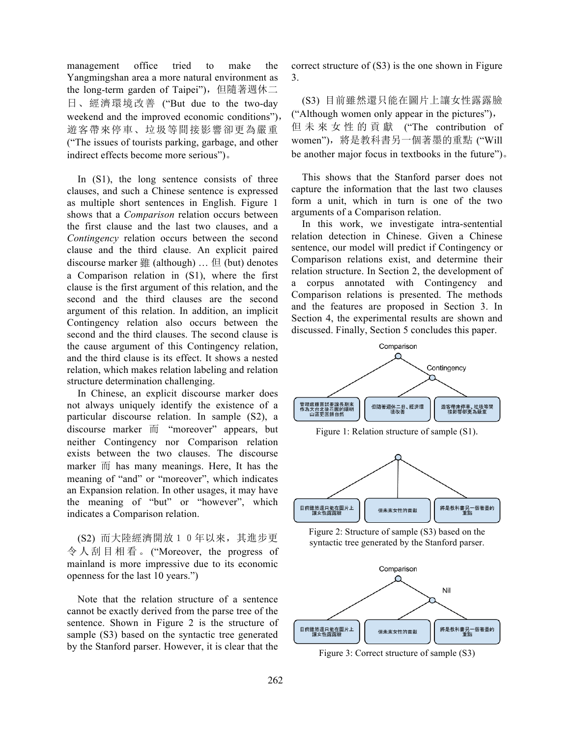management office tried to make the Yangmingshan area a more natural environment as the long-term garden of Taipei")，但隨著週休二日、經濟環境改善 ("But due to the two-day weekend and the improved economic conditions")，遊客帶來停車、垃圾等間接影響卻更為嚴重 ("The issues of tourists parking, garbage, and other indirect effects become more serious")。

In (S1), the long sentence consists of three clauses, and such a Chinese sentence is expressed as multiple short sentences in English. Figure 1 shows that a *Comparison* relation occurs between the first clause and the last two clauses, and a *Contingency* relation occurs between the second clause and the third clause. An explicit paired discourse marker 雖 (although) … 但 (but) denotes a Comparison relation in (S1), where the first clause is the first argument of this relation, and the second and the third clauses are the second argument of this relation. In addition, an implicit Contingency relation also occurs between the second and the third clauses. The second clause is the cause argument of this Contingency relation, and the third clause is its effect. It shows a nested relation, which makes relation labeling and relation structure determination challenging.

In Chinese, an explicit discourse marker does not always uniquely identify the existence of a particular discourse relation. In sample (S2), a discourse marker 而 "moreover" appears, but neither Contingency nor Comparison relation exists between the two clauses. The discourse marker 而 has many meanings. Here, It has the meaning of "and" or "moreover", which indicates an Expansion relation. In other usages, it may have the meaning of "but" or "however", which indicates a Comparison relation.

(S2) 而大陸經濟開放１０年以來，其進步更令人刮目相看。("Moreover, the progress of mainland is more impressive due to its economic openness for the last 10 years.")

Note that the relation structure of a sentence cannot be exactly derived from the parse tree of the sentence. Shown in Figure 2 is the structure of sample (S3) based on the syntactic tree generated by the Stanford parser. However, it is clear that the correct structure of (S3) is the one shown in Figure 3.

(S3) 目前雖然還只能在圖片上讓女性露露臉 ("Although women only appear in the pictures")，但未來女性的貢獻 ("The contribution of women")，將是教科書另一個著墨的重點 ("Will be another major focus in textbooks in the future")。

This shows that the Stanford parser does not capture the information that the last two clauses form a unit, which in turn is one of the two arguments of a Comparison relation.

In this work, we investigate intra-sentential relation detection in Chinese. Given a Chinese sentence, our model will predict if Contingency or Comparison relations exist, and determine their relation structure. In Section 2, the development of a corpus annotated with Contingency and Comparison relations is presented. The methods and the features are proposed in Section 3. In Section 4, the experimental results are shown and discussed. Finally, Section 5 concludes this paper.

Figure 1: Relation structure of sample (S1).

Figure 2: Structure of sample (S3) based on the syntactic tree generated by the Stanford parser.

Figure 3: Correct structure of sample (S3)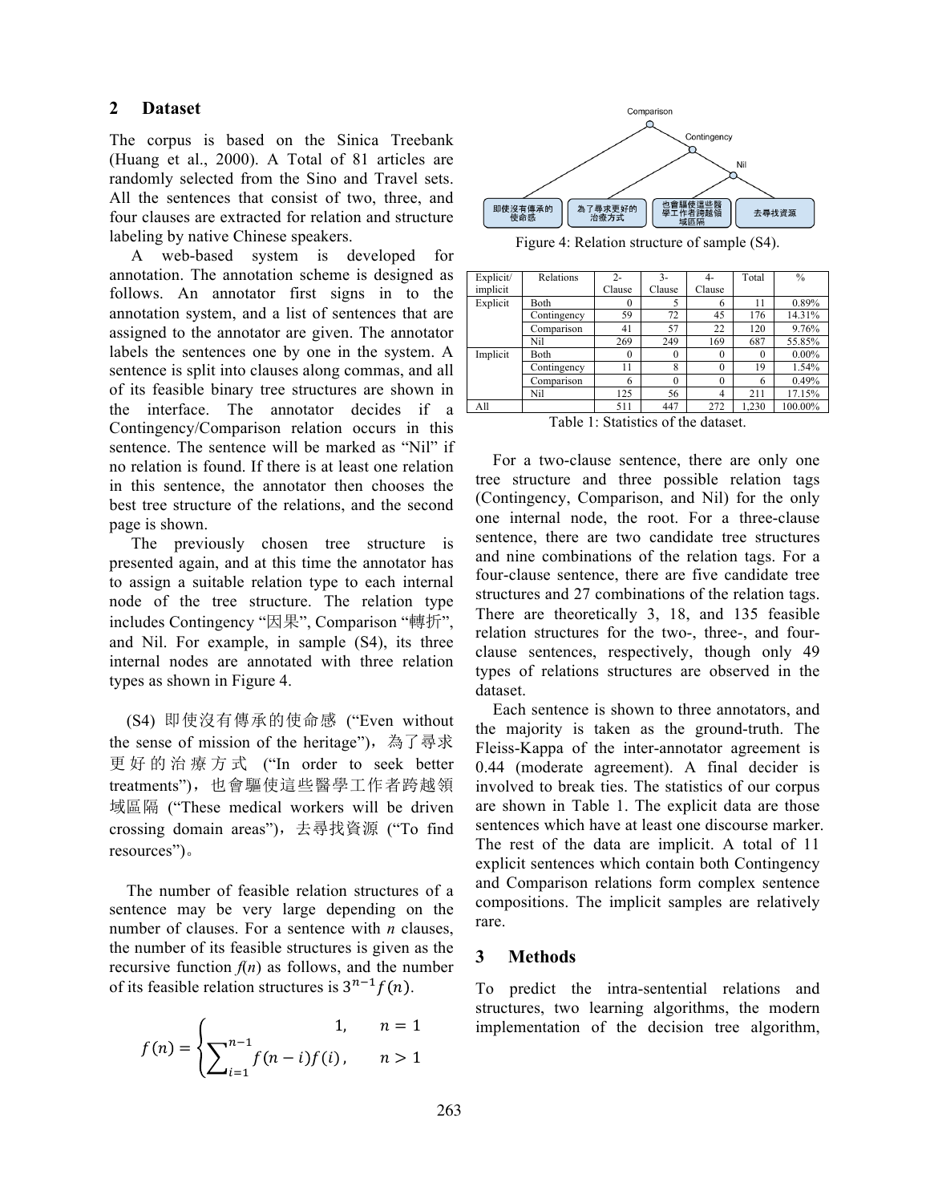## 2 Dataset

The corpus is based on the Sinica Treebank (Huang et al., 2000). A Total of 81 articles are randomly selected from the Sino and Travel sets. All the sentences that consist of two, three, and four clauses are extracted for relation and structure labeling by native Chinese speakers.

A web-based system is developed for annotation. The annotation scheme is designed as follows. An annotator first signs in to the annotation system, and a list of sentences that are assigned to the annotator are given. The annotator labels the sentences one by one in the system. A sentence is split into clauses along commas, and all of its feasible binary tree structures are shown in the interface. The annotator decides if a Contingency/Comparison relation occurs in this sentence. The sentence will be marked as "Nil" if no relation is found. If there is at least one relation in this sentence, the annotator then chooses the best tree structure of the relations, and the second page is shown.

The previously chosen tree structure is presented again, and at this time the annotator has to assign a suitable relation type to each internal node of the tree structure. The relation type includes Contingency "因果", Comparison "轉折", and Nil. For example, in sample (S4), its three internal nodes are annotated with three relation types as shown in Figure 4.

(S4) 即使沒有傳承的使命感 ("Even without the sense of mission of the heritage")，為了尋求更好的治療方式 ("In order to seek better treatments")，也會驅使這些醫學工作者跨越領域區隔 ("These medical workers will be driven crossing domain areas")，去尋找資源 ("To find resources")。

The number of feasible relation structures of a sentence may be very large depending on the number of clauses. For a sentence with *n* clauses, the number of its feasible structures is given as the recursive function *f*(*n*) as follows, and the number of its feasible relation structures is $3^{n-1}f(n)$.

$$f(n) = \begin{cases} 1, & n = 1 \\ \sum_{i=1}^{n-1} f(n-i)f(i), & n > 1 \end{cases}$$

Figure 4: Relation structure of sample (S4).

| Explicit/ implicit | Relations | 2-Clause | 3-Clause | 4-Clause | Total | % |
|---|---|---|---|---|---|---|
| Explicit | Both | 0 | 5 | 6 | 11 | 0.89% |
| | Contingency | 59 | 72 | 45 | 176 | 14.31% |
| | Comparison | 41 | 57 | 22 | 120 | 9.76% |
| | Nil | 269 | 249 | 169 | 687 | 55.85% |
| Implicit | Both | 0 | 0 | 0 | 0 | 0.00% |
| | Contingency | 11 | 8 | 0 | 19 | 1.54% |
| | Comparison | 6 | 0 | 0 | 6 | 0.49% |
| | Nil | 125 | 56 | 4 | 211 | 17.15% |
| All | | 511 | 447 | 272 | 1,230 | 100.00% |

Table 1: Statistics of the dataset.

For a two-clause sentence, there are only one tree structure and three possible relation tags (Contingency, Comparison, and Nil) for the only one internal node, the root. For a three-clause sentence, there are two candidate tree structures and nine combinations of the relation tags. For a four-clause sentence, there are five candidate tree structures and 27 combinations of the relation tags. There are theoretically 3, 18, and 135 feasible relation structures for the two-, three-, and four-clause sentences, respectively, though only 49 types of relations structures are observed in the dataset.

Each sentence is shown to three annotators, and the majority is taken as the ground-truth. The Fleiss-Kappa of the inter-annotator agreement is 0.44 (moderate agreement). A final decider is involved to break ties. The statistics of our corpus are shown in Table 1. The explicit data are those sentences which have at least one discourse marker. The rest of the data are implicit. A total of 11 explicit sentences which contain both Contingency and Comparison relations form complex sentence compositions. The implicit samples are relatively rare.

## 3 Methods

To predict the intra-sentential relations and structures, two learning algorithms, the modern implementation of the decision tree algorithm,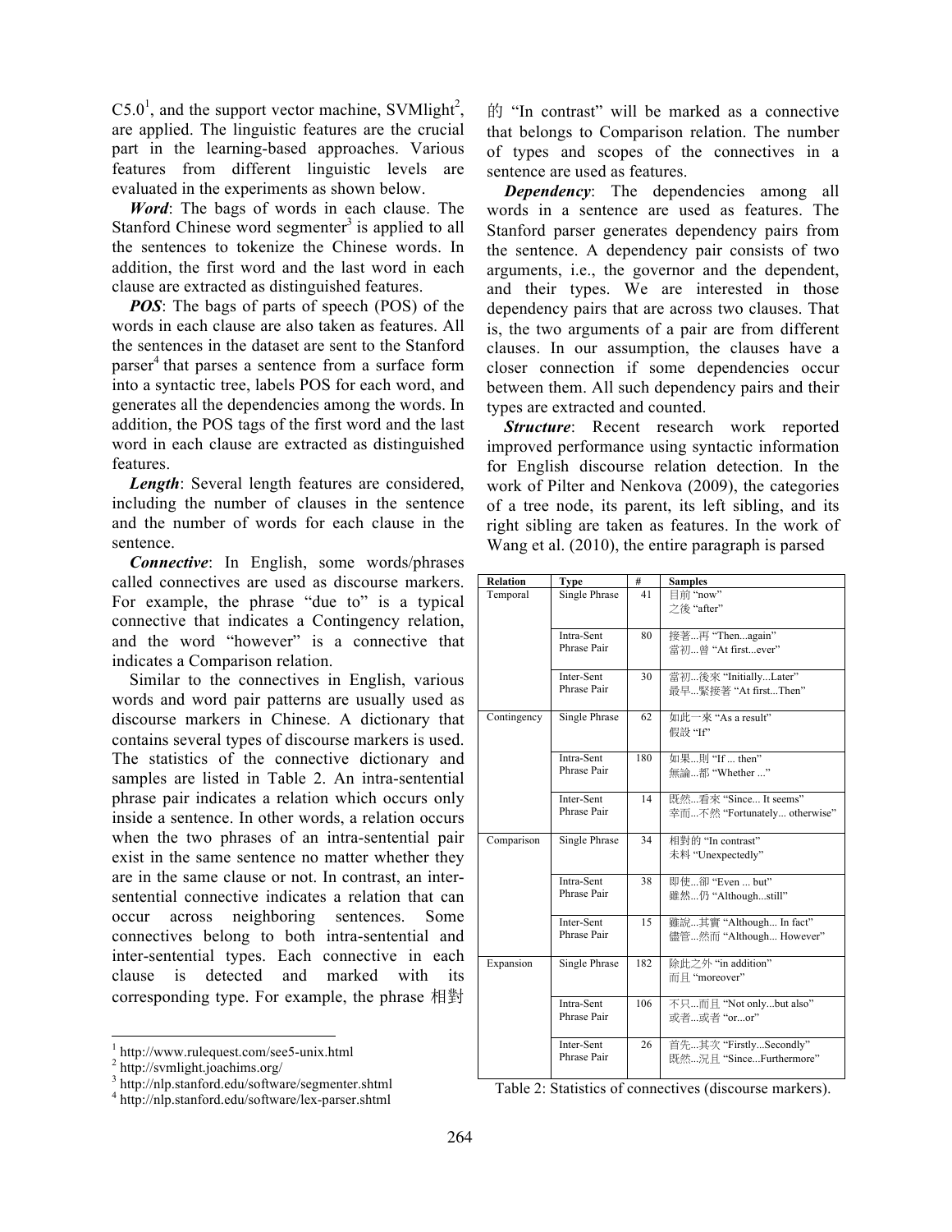C5.0[1], and the support vector machine, SVMlight[2], are applied. The linguistic features are the crucial part in the learning-based approaches. Various features from different linguistic levels are evaluated in the experiments as shown below.

***Word***: The bags of words in each clause. The Stanford Chinese word segmenter[3] is applied to all the sentences to tokenize the Chinese words. In addition, the first word and the last word in each clause are extracted as distinguished features.

***POS***: The bags of parts of speech (POS) of the words in each clause are also taken as features. All the sentences in the dataset are sent to the Stanford parser[4] that parses a sentence from a surface form into a syntactic tree, labels POS for each word, and generates all the dependencies among the words. In addition, the POS tags of the first word and the last word in each clause are extracted as distinguished features.

***Length***: Several length features are considered, including the number of clauses in the sentence and the number of words for each clause in the sentence.

***Connective***: In English, some words/phrases called connectives are used as discourse markers. For example, the phrase "due to" is a typical connective that indicates a Contingency relation, and the word "however" is a connective that indicates a Comparison relation.

Similar to the connectives in English, various words and word pair patterns are usually used as discourse markers in Chinese. A dictionary that contains several types of discourse markers is used. The statistics of the connective dictionary and samples are listed in Table 2. An intra-sentential phrase pair indicates a relation which occurs only inside a sentence. In other words, a relation occurs when the two phrases of an intra-sentential pair exist in the same sentence no matter whether they are in the same clause or not. In contrast, an inter-sentential connective indicates a relation that can occur across neighboring sentences. Some connectives belong to both intra-sentential and inter-sentential types. Each connective in each clause is detected and marked with its corresponding type. For example, the phrase 相對的 "In contrast" will be marked as a connective that belongs to Comparison relation. The number of types and scopes of the connectives in a sentence are used as features.

***Dependency***: The dependencies among all words in a sentence are used as features. The Stanford parser generates dependency pairs from the sentence. A dependency pair consists of two arguments, i.e., the governor and the dependent, and their types. We are interested in those dependency pairs that are across two clauses. That is, the two arguments of a pair are from different clauses. In our assumption, the clauses have a closer connection if some dependencies occur between them. All such dependency pairs and their types are extracted and counted.

***Structure***: Recent research work reported improved performance using syntactic information for English discourse relation detection. In the work of Pilter and Nenkova (2009), the categories of a tree node, its parent, its left sibling, and its right sibling are taken as features. In the work of Wang et al. (2010), the entire paragraph is parsed

| Relation | Type | # | Samples |
|---|---|---|---|
| Temporal | Single Phrase | 41 | 目前 "now"<br>之後 "after" |
| | Intra-Sent Phrase Pair | 80 | 接著...再 "Then...again"<br>當初...曾 "At first...ever" |
| | Inter-Sent Phrase Pair | 30 | 當初...後來 "Initially...Later"<br>最早...緊接著 "At first...Then" |
| Contingency | Single Phrase | 62 | 如此一來 "As a result"<br>假設 "If" |
| | Intra-Sent Phrase Pair | 180 | 如果...則 "If ... then"<br>無論...都 "Whether ..." |
| | Inter-Sent Phrase Pair | 14 | 既然...看來 "Since... It seems"<br>幸而...不然 "Fortunately... otherwise" |
| Comparison | Single Phrase | 34 | 相對的 "In contrast"<br>未料 "Unexpectedly" |
| | Intra-Sent Phrase Pair | 38 | 即使...卻 "Even ... but"<br>雖然...仍 "Although...still" |
| | Inter-Sent Phrase Pair | 15 | 雖說...其實 "Although... In fact"<br>儘管...然而 "Although... However" |
| Expansion | Single Phrase | 182 | 除此之外 "in addition"<br>而且 "moreover" |
| | Intra-Sent Phrase Pair | 106 | 不只...而且 "Not only...but also"<br>或者...或者 "or...or" |
| | Inter-Sent Phrase Pair | 26 | 首先...其次 "Firstly...Secondly"<br>既然...況且 "Since...Furthermore" |

Table 2: Statistics of connectives (discourse markers).

---

[1] http://www.rulequest.com/see5-unix.html
[2] http://svmlight.joachims.org/
[3] http://nlp.stanford.edu/software/segmenter.shtml
[4] http://nlp.stanford.edu/software/lex-parser.shtml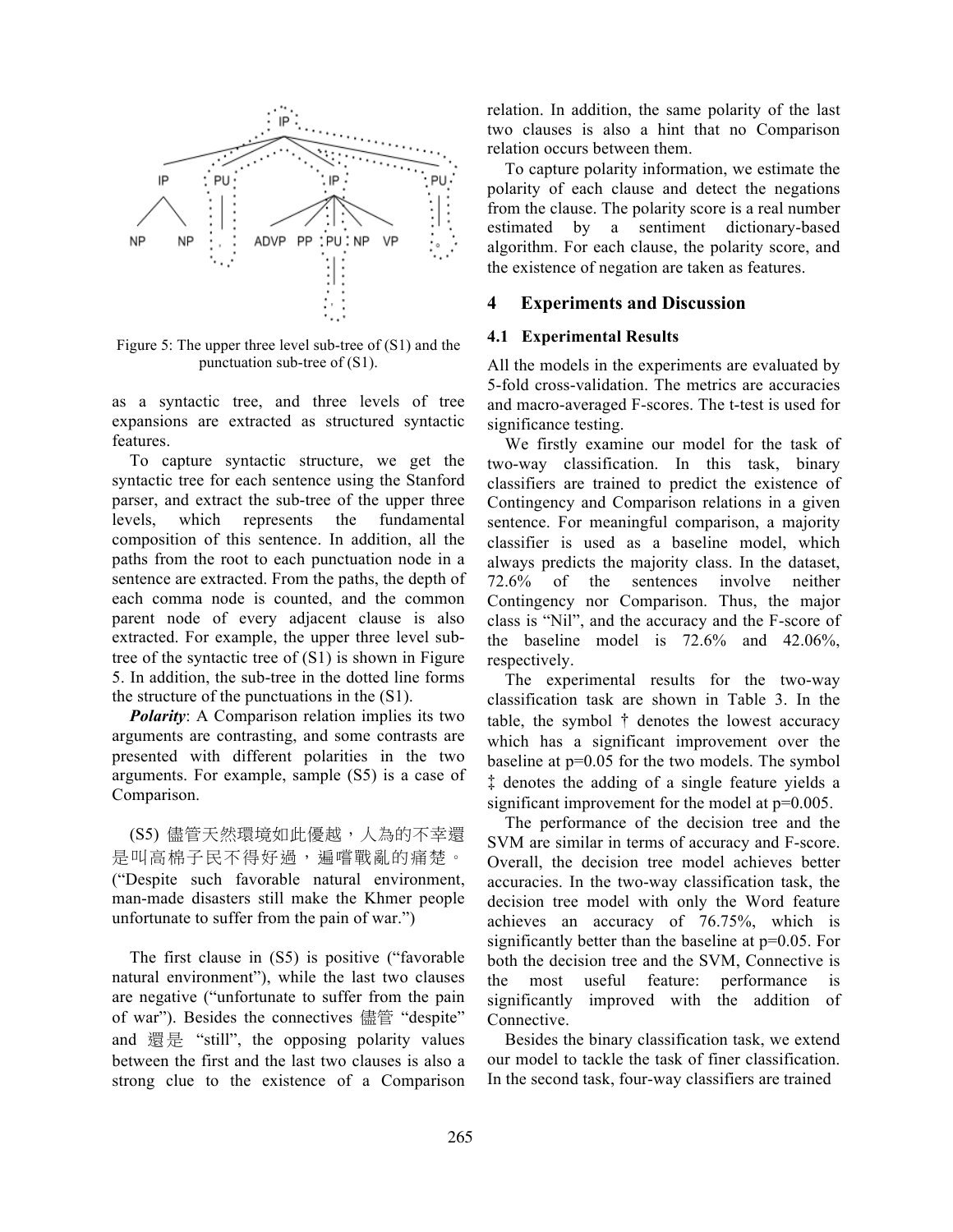Figure 5: The upper three level sub-tree of (S1) and the punctuation sub-tree of (S1).

as a syntactic tree, and three levels of tree expansions are extracted as structured syntactic features.

To capture syntactic structure, we get the syntactic tree for each sentence using the Stanford parser, and extract the sub-tree of the upper three levels, which represents the fundamental composition of this sentence. In addition, all the paths from the root to each punctuation node in a sentence are extracted. From the paths, the depth of each comma node is counted, and the common parent node of every adjacent clause is also extracted. For example, the upper three level sub-tree of the syntactic tree of (S1) is shown in Figure 5. In addition, the sub-tree in the dotted line forms the structure of the punctuations in the (S1).

***Polarity***: A Comparison relation implies its two arguments are contrasting, and some contrasts are presented with different polarities in the two arguments. For example, sample (S5) is a case of Comparison.

(S5) 儘管天然環境如此優越，人為的不幸還是叫高棉子民不得好過，遍嚐戰亂的痛楚。 ("Despite such favorable natural environment, man-made disasters still make the Khmer people unfortunate to suffer from the pain of war.")

The first clause in (S5) is positive ("favorable natural environment"), while the last two clauses are negative ("unfortunate to suffer from the pain of war"). Besides the connectives 儘管 "despite" and 還是 "still", the opposing polarity values between the first and the last two clauses is also a strong clue to the existence of a Comparison relation. In addition, the same polarity of the last two clauses is also a hint that no Comparison relation occurs between them.

To capture polarity information, we estimate the polarity of each clause and detect the negations from the clause. The polarity score is a real number estimated by a sentiment dictionary-based algorithm. For each clause, the polarity score, and the existence of negation are taken as features.

## 4 Experiments and Discussion

### 4.1 Experimental Results

All the models in the experiments are evaluated by 5-fold cross-validation. The metrics are accuracies and macro-averaged F-scores. The t-test is used for significance testing.

We firstly examine our model for the task of two-way classification. In this task, binary classifiers are trained to predict the existence of Contingency and Comparison relations in a given sentence. For meaningful comparison, a majority classifier is used as a baseline model, which always predicts the majority class. In the dataset, 72.6% of the sentences involve neither Contingency nor Comparison. Thus, the major class is "Nil", and the accuracy and the F-score of the baseline model is 72.6% and 42.06%, respectively.

The experimental results for the two-way classification task are shown in Table 3. In the table, the symbol † denotes the lowest accuracy which has a significant improvement over the baseline at p=0.05 for the two models. The symbol ‡ denotes the adding of a single feature yields a significant improvement for the model at p=0.005.

The performance of the decision tree and the SVM are similar in terms of accuracy and F-score. Overall, the decision tree model achieves better accuracies. In the two-way classification task, the decision tree model with only the Word feature achieves an accuracy of 76.75%, which is significantly better than the baseline at p=0.05. For both the decision tree and the SVM, Connective is the most useful feature: performance is significantly improved with the addition of Connective.

Besides the binary classification task, we extend our model to tackle the task of finer classification. In the second task, four-way classifiers are trained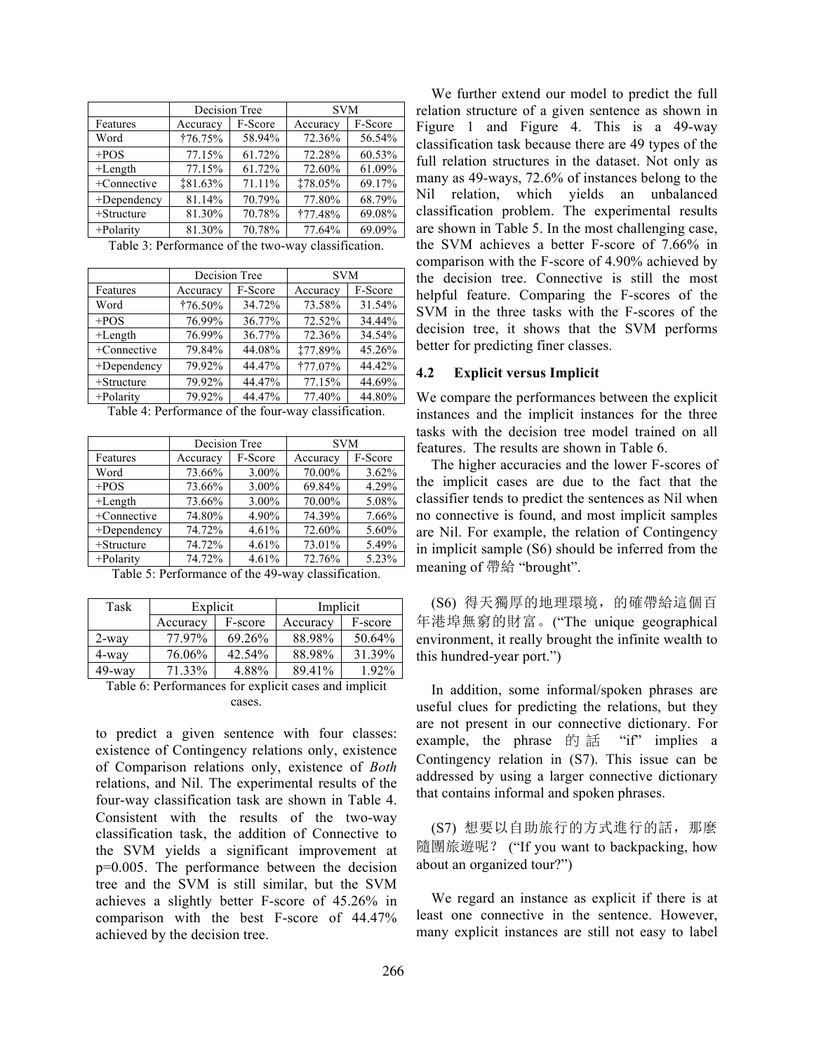| | Decision Tree | | SVM | |
|---|---|---|---|---|
| Features | Accuracy | F-Score | Accuracy | F-Score |
| Word | †76.75% | 58.94% | 72.36% | 56.54% |
| +POS | 77.15% | 61.72% | 72.28% | 60.53% |
| +Length | 77.15% | 61.72% | 72.60% | 61.09% |
| +Connective | ‡81.63% | 71.11% | ‡78.05% | 69.17% |
| +Dependency | 81.14% | 70.79% | 77.80% | 68.79% |
| +Structure | 81.30% | 70.78% | †77.48% | 69.08% |
| +Polarity | 81.30% | 70.78% | 77.64% | 69.09% |

Table 3: Performance of the two-way classification.

| | Decision Tree | | SVM | |
|---|---|---|---|---|
| Features | Accuracy | F-Score | Accuracy | F-Score |
| Word | †76.50% | 34.72% | 73.58% | 31.54% |
| +POS | 76.99% | 36.77% | 72.52% | 34.44% |
| +Length | 76.99% | 36.77% | 72.36% | 34.54% |
| +Connective | 79.84% | 44.08% | ‡77.89% | 45.26% |
| +Dependency | 79.92% | 44.47% | †77.07% | 44.42% |
| +Structure | 79.92% | 44.47% | 77.15% | 44.69% |
| +Polarity | 79.92% | 44.47% | 77.40% | 44.80% |

Table 4: Performance of the four-way classification.

| | Decision Tree | | SVM | |
|---|---|---|---|---|
| Features | Accuracy | F-Score | Accuracy | F-Score |
| Word | 73.66% | 3.00% | 70.00% | 3.62% |
| +POS | 73.66% | 3.00% | 69.84% | 4.29% |
| +Length | 73.66% | 3.00% | 70.00% | 5.08% |
| +Connective | 74.80% | 4.90% | 74.39% | 7.66% |
| +Dependency | 74.72% | 4.61% | 72.60% | 5.60% |
| +Structure | 74.72% | 4.61% | 73.01% | 5.49% |
| +Polarity | 74.72% | 4.61% | 72.76% | 5.23% |

Table 5: Performance of the 49-way classification.

| Task | Explicit | | Implicit | |
|---|---|---|---|---|
| | Accuracy | F-score | Accuracy | F-score |
| 2-way | 77.97% | 69.26% | 88.98% | 50.64% |
| 4-way | 76.06% | 42.54% | 88.98% | 31.39% |
| 49-way | 71.33% | 4.88% | 89.41% | 1.92% |

Table 6: Performances for explicit cases and implicit cases.

to predict a given sentence with four classes: existence of Contingency relations only, existence of Comparison relations only, existence of *Both* relations, and Nil. The experimental results of the four-way classification task are shown in Table 4. Consistent with the results of the two-way classification task, the addition of Connective to the SVM yields a significant improvement at p=0.005. The performance between the decision tree and the SVM is still similar, but the SVM achieves a slightly better F-score of 45.26% in comparison with the best F-score of 44.47% achieved by the decision tree.

We further extend our model to predict the full relation structure of a given sentence as shown in Figure 1 and Figure 4. This is a 49-way classification task because there are 49 types of the full relation structures in the dataset. Not only as many as 49-ways, 72.6% of instances belong to the Nil relation, which yields an unbalanced classification problem. The experimental results are shown in Table 5. In the most challenging case, the SVM achieves a better F-score of 7.66% in comparison with the F-score of 4.90% achieved by the decision tree. Connective is still the most helpful feature. Comparing the F-scores of the SVM in the three tasks with the F-scores of the decision tree, it shows that the SVM performs better for predicting finer classes.

### 4.2 Explicit versus Implicit

We compare the performances between the explicit instances and the implicit instances for the three tasks with the decision tree model trained on all features. The results are shown in Table 6.

The higher accuracies and the lower F-scores of the implicit cases are due to the fact that the classifier tends to predict the sentences as Nil when no connective is found, and most implicit samples are Nil. For example, the relation of Contingency in implicit sample (S6) should be inferred from the meaning of 帶給 "brought".

(S6) 得天獨厚的地理環境，的確帶給這個百年港埠無窮的財富。("The unique geographical environment, it really brought the infinite wealth to this hundred-year port.")

In addition, some informal/spoken phrases are useful clues for predicting the relations, but they are not present in our connective dictionary. For example, the phrase 的話 "if" implies a Contingency relation in (S7). This issue can be addressed by using a larger connective dictionary that contains informal and spoken phrases.

(S7) 想要以自助旅行的方式進行的話，那麼隨團旅遊呢？ ("If you want to backpacking, how about an organized tour?")

We regard an instance as explicit if there is at least one connective in the sentence. However, many explicit instances are still not easy to label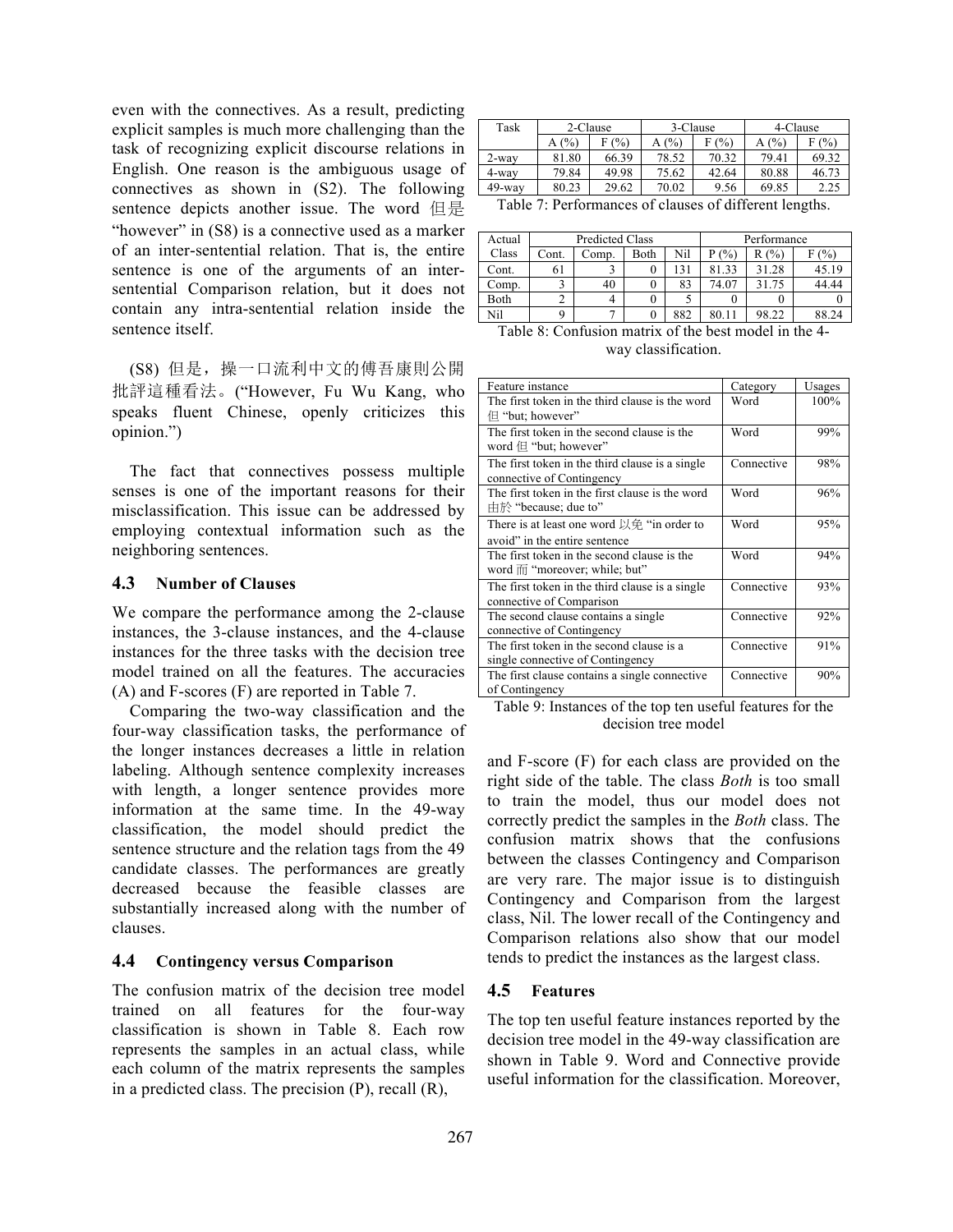even with the connectives. As a result, predicting explicit samples is much more challenging than the task of recognizing explicit discourse relations in English. One reason is the ambiguous usage of connectives as shown in (S2). The following sentence depicts another issue. The word 但是 "however" in (S8) is a connective used as a marker of an inter-sentential relation. That is, the entire sentence is one of the arguments of an inter-sentential Comparison relation, but it does not contain any intra-sentential relation inside the sentence itself.

(S8) 但是，操一口流利中文的傅吾康則公開批評這種看法。("However, Fu Wu Kang, who speaks fluent Chinese, openly criticizes this opinion.")

The fact that connectives possess multiple senses is one of the important reasons for their misclassification. This issue can be addressed by employing contextual information such as the neighboring sentences.

### 4.3 Number of Clauses

We compare the performance among the 2-clause instances, the 3-clause instances, and the 4-clause instances for the three tasks with the decision tree model trained on all the features. The accuracies (A) and F-scores (F) are reported in Table 7.

Comparing the two-way classification and the four-way classification tasks, the performance of the longer instances decreases a little in relation labeling. Although sentence complexity increases with length, a longer sentence provides more information at the same time. In the 49-way classification, the model should predict the sentence structure and the relation tags from the 49 candidate classes. The performances are greatly decreased because the feasible classes are substantially increased along with the number of clauses.

| Task | 2-Clause | | 3-Clause | | 4-Clause | |
|---|---|---|---|---|---|---|
| | A (%) | F (%) | A (%) | F (%) | A (%) | F (%) |
| 2-way | 81.80 | 66.39 | 78.52 | 70.32 | 79.41 | 69.32 |
| 4-way | 79.84 | 49.98 | 75.62 | 42.64 | 80.88 | 46.73 |
| 49-way | 80.23 | 29.62 | 70.02 | 9.56 | 69.85 | 2.25 |

Table 7: Performances of clauses of different lengths.

### 4.4 Contingency versus Comparison

The confusion matrix of the decision tree model trained on all features for the four-way classification is shown in Table 8. Each row represents the samples in an actual class, while each column of the matrix represents the samples in a predicted class. The precision (P), recall (R), and F-score (F) for each class are provided on the right side of the table. The class *Both* is too small to train the model, thus our model does not correctly predict the samples in the *Both* class. The confusion matrix shows that the confusions between the classes Contingency and Comparison are very rare. The major issue is to distinguish Contingency and Comparison from the largest class, Nil. The lower recall of the Contingency and Comparison relations also show that our model tends to predict the instances as the largest class.

| Actual Class | Predicted Class | | | | Performance | | |
|---|---|---|---|---|---|---|---|
| | Cont. | Comp. | Both | Nil | P (%) | R (%) | F (%) |
| Cont. | 61 | 3 | 0 | 131 | 81.33 | 31.28 | 45.19 |
| Comp. | 3 | 40 | 0 | 83 | 74.07 | 31.75 | 44.44 |
| Both | 2 | 4 | 0 | 5 | 0 | 0 | 0 |
| Nil | 9 | 7 | 0 | 882 | 80.11 | 98.22 | 88.24 |

Table 8: Confusion matrix of the best model in the 4-way classification.

| Feature instance | Category | Usages |
|---|---|---|
| The first token in the third clause is the word 但 "but; however" | Word | 100% |
| The first token in the second clause is the word 但 "but; however" | Word | 99% |
| The first token in the third clause is a single connective of Contingency | Connective | 98% |
| The first token in the first clause is the word 由於 "because; due to" | Word | 96% |
| There is at least one word 以免 "in order to avoid" in the entire sentence | Word | 95% |
| The first token in the second clause is the word 而 "moreover; while; but" | Word | 94% |
| The first token in the third clause is a single connective of Comparison | Connective | 93% |
| The second clause contains a single connective of Contingency | Connective | 92% |
| The first token in the second clause is a single connective of Contingency | Connective | 91% |
| The first clause contains a single connective of Contingency | Connective | 90% |

Table 9: Instances of the top ten useful features for the decision tree model

### 4.5 Features

The top ten useful feature instances reported by the decision tree model in the 49-way classification are shown in Table 9. Word and Connective provide useful information for the classification. Moreover,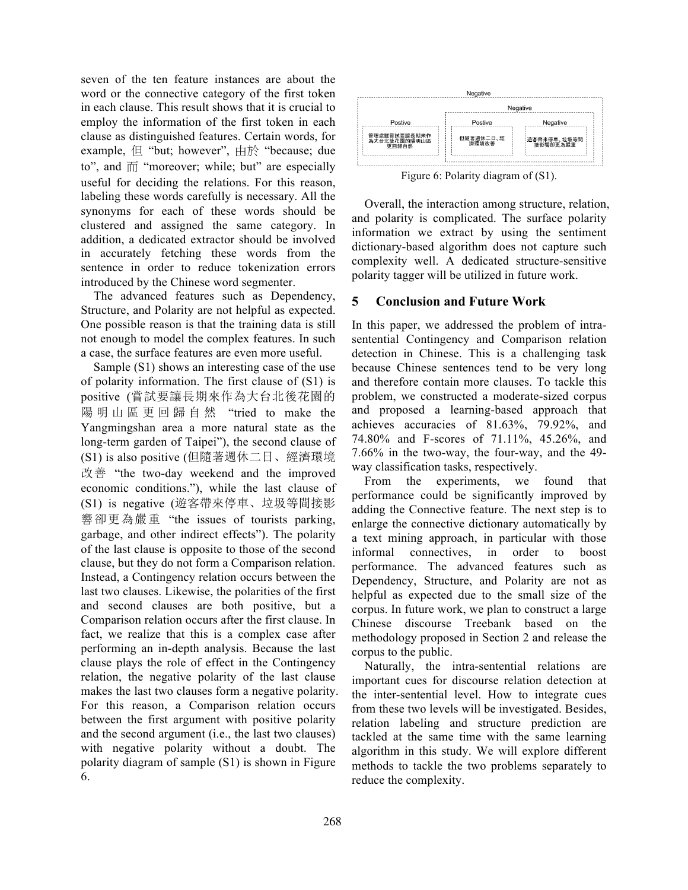seven of the ten feature instances are about the word or the connective category of the first token in each clause. This result shows that it is crucial to employ the information of the first token in each clause as distinguished features. Certain words, for example, 但 "but; however", 由於 "because; due to", and 而 "moreover; while; but" are especially useful for deciding the relations. For this reason, labeling these words carefully is necessary. All the synonyms for each of these words should be clustered and assigned the same category. In addition, a dedicated extractor should be involved in accurately fetching these words from the sentence in order to reduce tokenization errors introduced by the Chinese word segmenter.

The advanced features such as Dependency, Structure, and Polarity are not helpful as expected. One possible reason is that the training data is still not enough to model the complex features. In such a case, the surface features are even more useful.

Sample (S1) shows an interesting case of the use of polarity information. The first clause of (S1) is positive (嘗試要讓長期來作為大台北後花園的陽明山區更回歸自然 "tried to make the Yangmingshan area a more natural state as the long-term garden of Taipei"), the second clause of (S1) is also positive (但隨著週休二日、經濟環境改善 "the two-day weekend and the improved economic conditions."), while the last clause of (S1) is negative (遊客帶來停車、垃圾等間接影響卻更為嚴重 "the issues of tourists parking, garbage, and other indirect effects"). The polarity of the last clause is opposite to those of the second clause, but they do not form a Comparison relation. Instead, a Contingency relation occurs between the last two clauses. Likewise, the polarities of the first and second clauses are both positive, but a Comparison relation occurs after the first clause. In fact, we realize that this is a complex case after performing an in-depth analysis. Because the last clause plays the role of effect in the Contingency relation, the negative polarity of the last clause makes the last two clauses form a negative polarity. For this reason, a Comparison relation occurs between the first argument with positive polarity and the second argument (i.e., the last two clauses) with negative polarity without a doubt. The polarity diagram of sample (S1) is shown in Figure 6.

Negative

Negative

| Postive | Postive | Negative |
|---|---|---|
| 管理處雖嘗試要讓長期來作為大台北後花園的陽明山區更回歸自然 | 但隨著週休二日、經濟環境改善 | 遊客帶來停車，垃圾等間接影響卻更為嚴重 |

Figure 6: Polarity diagram of (S1).

Overall, the interaction among structure, relation, and polarity is complicated. The surface polarity information we extract by using the sentiment dictionary-based algorithm does not capture such complexity well. A dedicated structure-sensitive polarity tagger will be utilized in future work.

## 5 Conclusion and Future Work

In this paper, we addressed the problem of intra-sentential Contingency and Comparison relation detection in Chinese. This is a challenging task because Chinese sentences tend to be very long and therefore contain more clauses. To tackle this problem, we constructed a moderate-sized corpus and proposed a learning-based approach that achieves accuracies of 81.63%, 79.92%, and 74.80% and F-scores of 71.11%, 45.26%, and 7.66% in the two-way, the four-way, and the 49-way classification tasks, respectively.

From the experiments, we found that performance could be significantly improved by adding the Connective feature. The next step is to enlarge the connective dictionary automatically by a text mining approach, in particular with those informal connectives, in order to boost performance. The advanced features such as Dependency, Structure, and Polarity are not as helpful as expected due to the small size of the corpus. In future work, we plan to construct a large Chinese discourse Treebank based on the methodology proposed in Section 2 and release the corpus to the public.

Naturally, the intra-sentential relations are important cues for discourse relation detection at the inter-sentential level. How to integrate cues from these two levels will be investigated. Besides, relation labeling and structure prediction are tackled at the same time with the same learning algorithm in this study. We will explore different methods to tackle the two problems separately to reduce the complexity.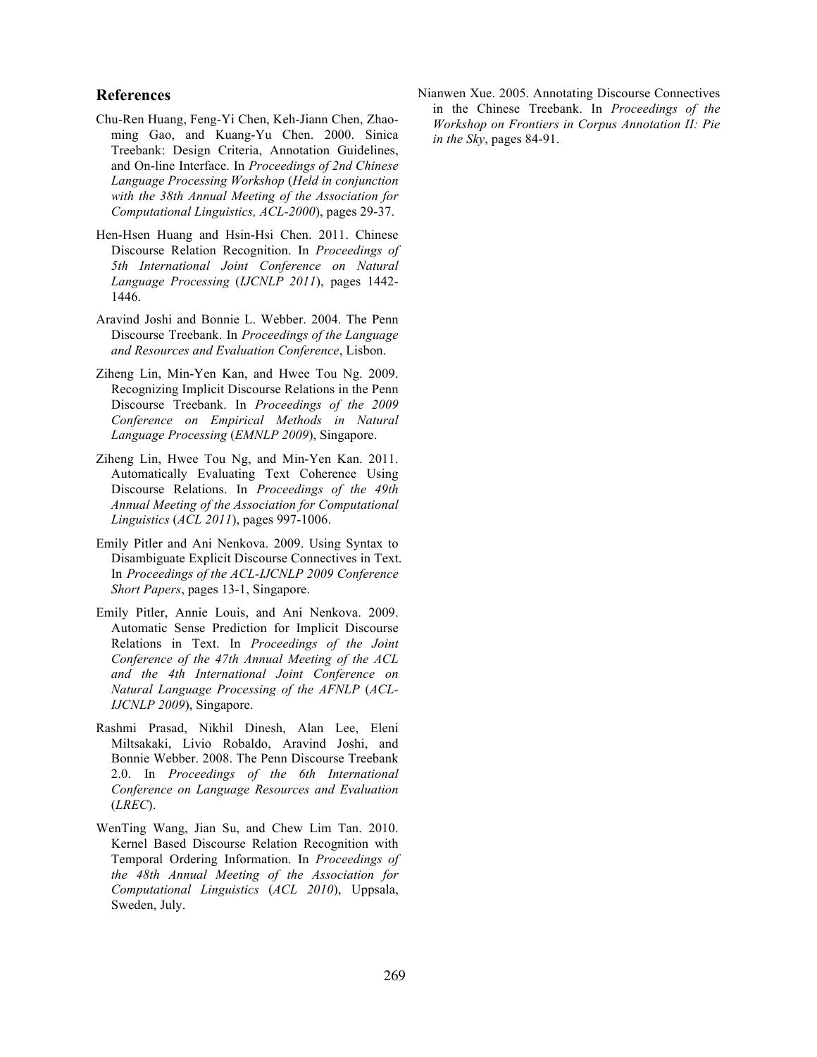## References

Chu-Ren Huang, Feng-Yi Chen, Keh-Jiann Chen, Zhao-ming Gao, and Kuang-Yu Chen. 2000. Sinica Treebank: Design Criteria, Annotation Guidelines, and On-line Interface. In *Proceedings of 2nd Chinese Language Processing Workshop* (*Held in conjunction with the 38th Annual Meeting of the Association for Computational Linguistics, ACL-2000*), pages 29-37.

Hen-Hsen Huang and Hsin-Hsi Chen. 2011. Chinese Discourse Relation Recognition. In *Proceedings of 5th International Joint Conference on Natural Language Processing* (*IJCNLP 2011*), pages 1442-1446.

Aravind Joshi and Bonnie L. Webber. 2004. The Penn Discourse Treebank. In *Proceedings of the Language and Resources and Evaluation Conference*, Lisbon.

Ziheng Lin, Min-Yen Kan, and Hwee Tou Ng. 2009. Recognizing Implicit Discourse Relations in the Penn Discourse Treebank. In *Proceedings of the 2009 Conference on Empirical Methods in Natural Language Processing* (*EMNLP 2009*), Singapore.

Ziheng Lin, Hwee Tou Ng, and Min-Yen Kan. 2011. Automatically Evaluating Text Coherence Using Discourse Relations. In *Proceedings of the 49th Annual Meeting of the Association for Computational Linguistics* (*ACL 2011*), pages 997-1006.

Emily Pitler and Ani Nenkova. 2009. Using Syntax to Disambiguate Explicit Discourse Connectives in Text. In *Proceedings of the ACL-IJCNLP 2009 Conference Short Papers*, pages 13-1, Singapore.

Emily Pitler, Annie Louis, and Ani Nenkova. 2009. Automatic Sense Prediction for Implicit Discourse Relations in Text. In *Proceedings of the Joint Conference of the 47th Annual Meeting of the ACL and the 4th International Joint Conference on Natural Language Processing of the AFNLP* (*ACL-IJCNLP 2009*), Singapore.

Rashmi Prasad, Nikhil Dinesh, Alan Lee, Eleni Miltsakaki, Livio Robaldo, Aravind Joshi, and Bonnie Webber. 2008. The Penn Discourse Treebank 2.0. In *Proceedings of the 6th International Conference on Language Resources and Evaluation* (*LREC*).

WenTing Wang, Jian Su, and Chew Lim Tan. 2010. Kernel Based Discourse Relation Recognition with Temporal Ordering Information. In *Proceedings of the 48th Annual Meeting of the Association for Computational Linguistics* (*ACL 2010*), Uppsala, Sweden, July.

Nianwen Xue. 2005. Annotating Discourse Connectives in the Chinese Treebank. In *Proceedings of the Workshop on Frontiers in Corpus Annotation II: Pie in the Sky*, pages 84-91.